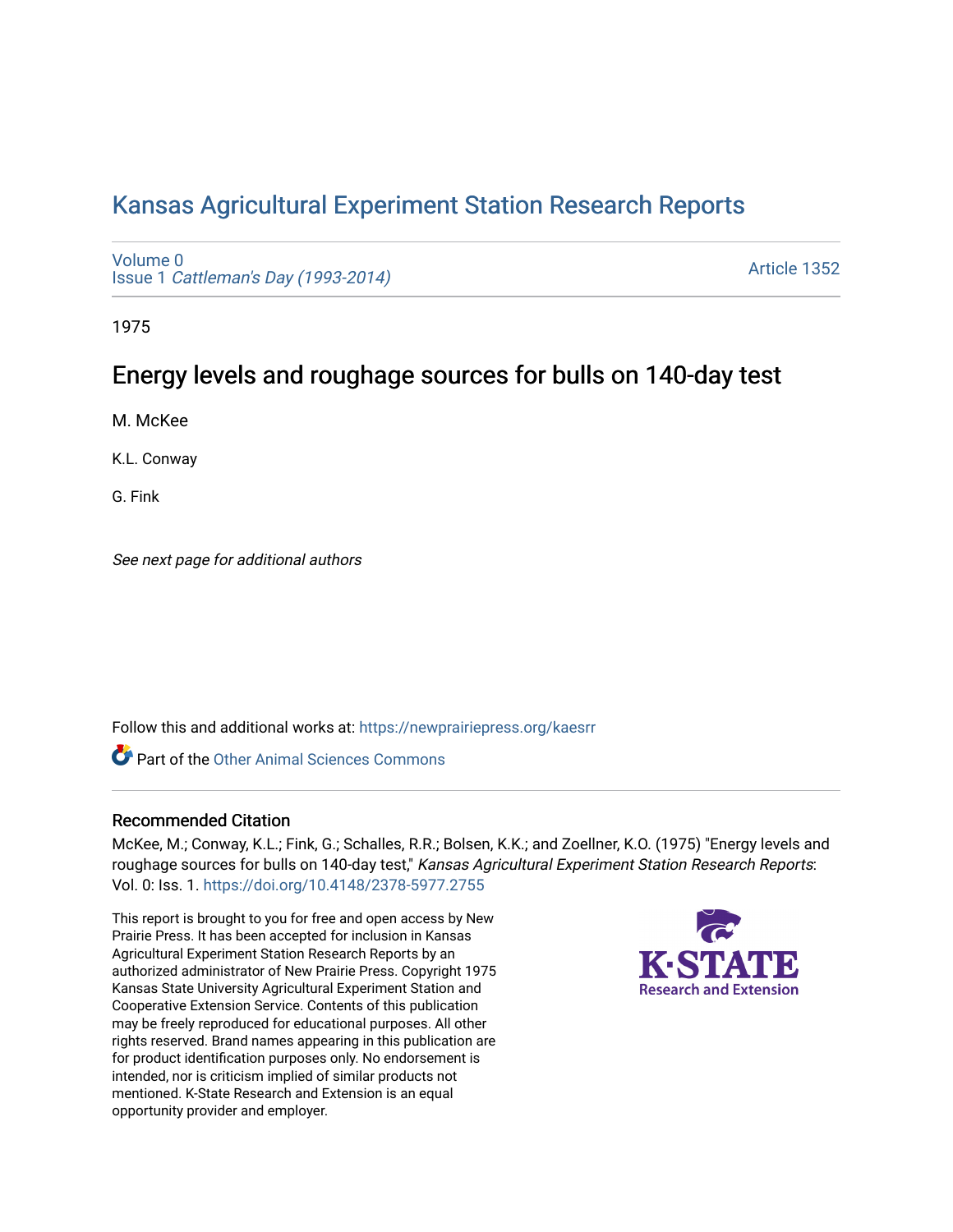# Kansas Agricultural Experiment Station Research Reports

Volume 0
Issue 1 *Cattleman's Day (1993-2014)*

Article 1352

1975

## Energy levels and roughage sources for bulls on 140-day test

M. McKee

K.L. Conway

G. Fink

*See next page for additional authors*

Follow this and additional works at: https://newprairiepress.org/kaesrr

Part of the Other Animal Sciences Commons

### Recommended Citation

McKee, M.; Conway, K.L.; Fink, G.; Schalles, R.R.; Bolsen, K.K.; and Zoellner, K.O. (1975) "Energy levels and roughage sources for bulls on 140-day test," *Kansas Agricultural Experiment Station Research Reports*: Vol. 0: Iss. 1. https://doi.org/10.4148/2378-5977.2755

This report is brought to you for free and open access by New Prairie Press. It has been accepted for inclusion in Kansas Agricultural Experiment Station Research Reports by an authorized administrator of New Prairie Press. Copyright 1975 Kansas State University Agricultural Experiment Station and Cooperative Extension Service. Contents of this publication may be freely reproduced for educational purposes. All other rights reserved. Brand names appearing in this publication are for product identification purposes only. No endorsement is intended, nor is criticism implied of similar products not mentioned. K-State Research and Extension is an equal opportunity provider and employer.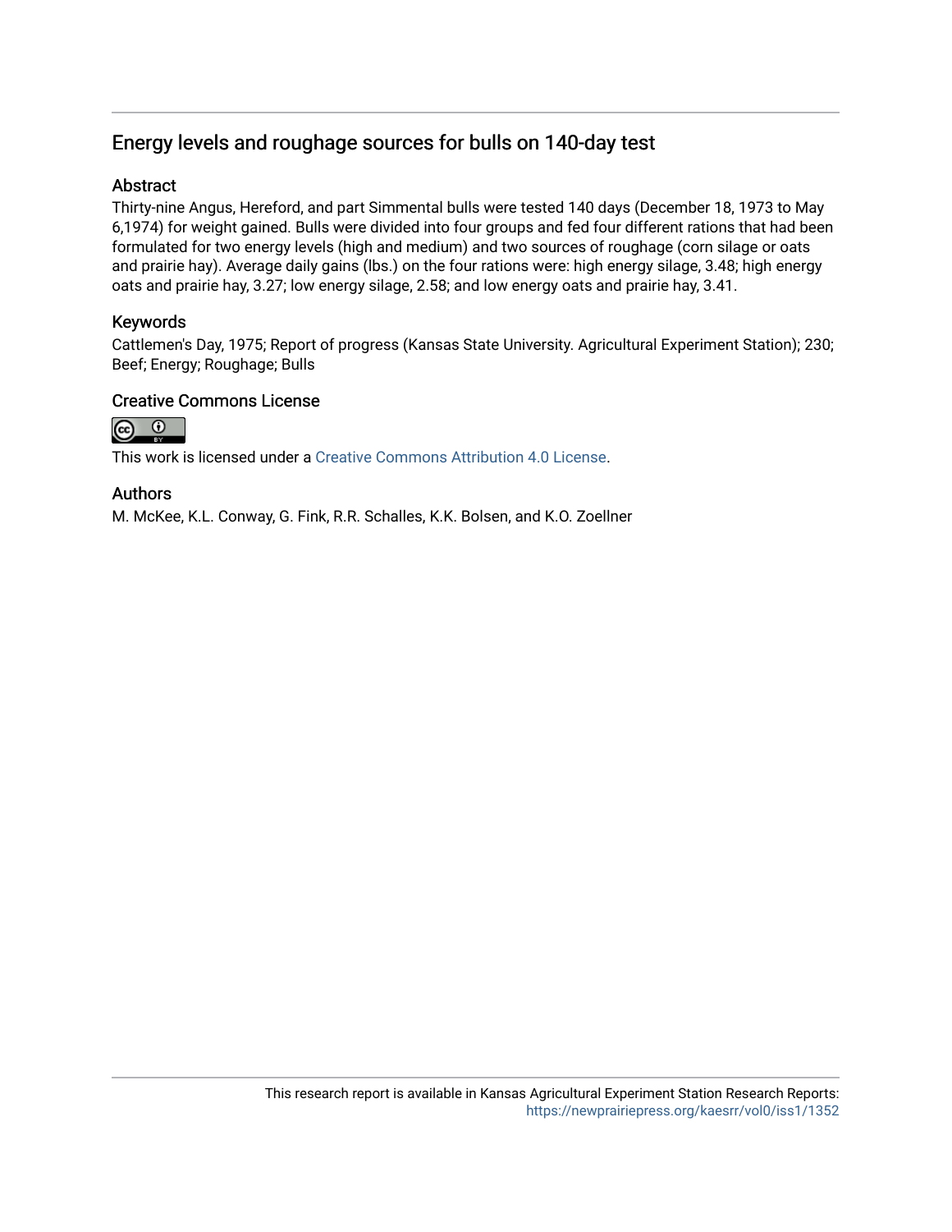## Energy levels and roughage sources for bulls on 140-day test

### Abstract

Thirty-nine Angus, Hereford, and part Simmental bulls were tested 140 days (December 18, 1973 to May 6,1974) for weight gained. Bulls were divided into four groups and fed four different rations that had been formulated for two energy levels (high and medium) and two sources of roughage (corn silage or oats and prairie hay). Average daily gains (lbs.) on the four rations were: high energy silage, 3.48; high energy oats and prairie hay, 3.27; low energy silage, 2.58; and low energy oats and prairie hay, 3.41.

### Keywords

Cattlemen's Day, 1975; Report of progress (Kansas State University. Agricultural Experiment Station); 230; Beef; Energy; Roughage; Bulls

### Creative Commons License

This work is licensed under a Creative Commons Attribution 4.0 License.

### Authors

M. McKee, K.L. Conway, G. Fink, R.R. Schalles, K.K. Bolsen, and K.O. Zoellner

This research report is available in Kansas Agricultural Experiment Station Research Reports: https://newprairiepress.org/kaesrr/vol0/iss1/1352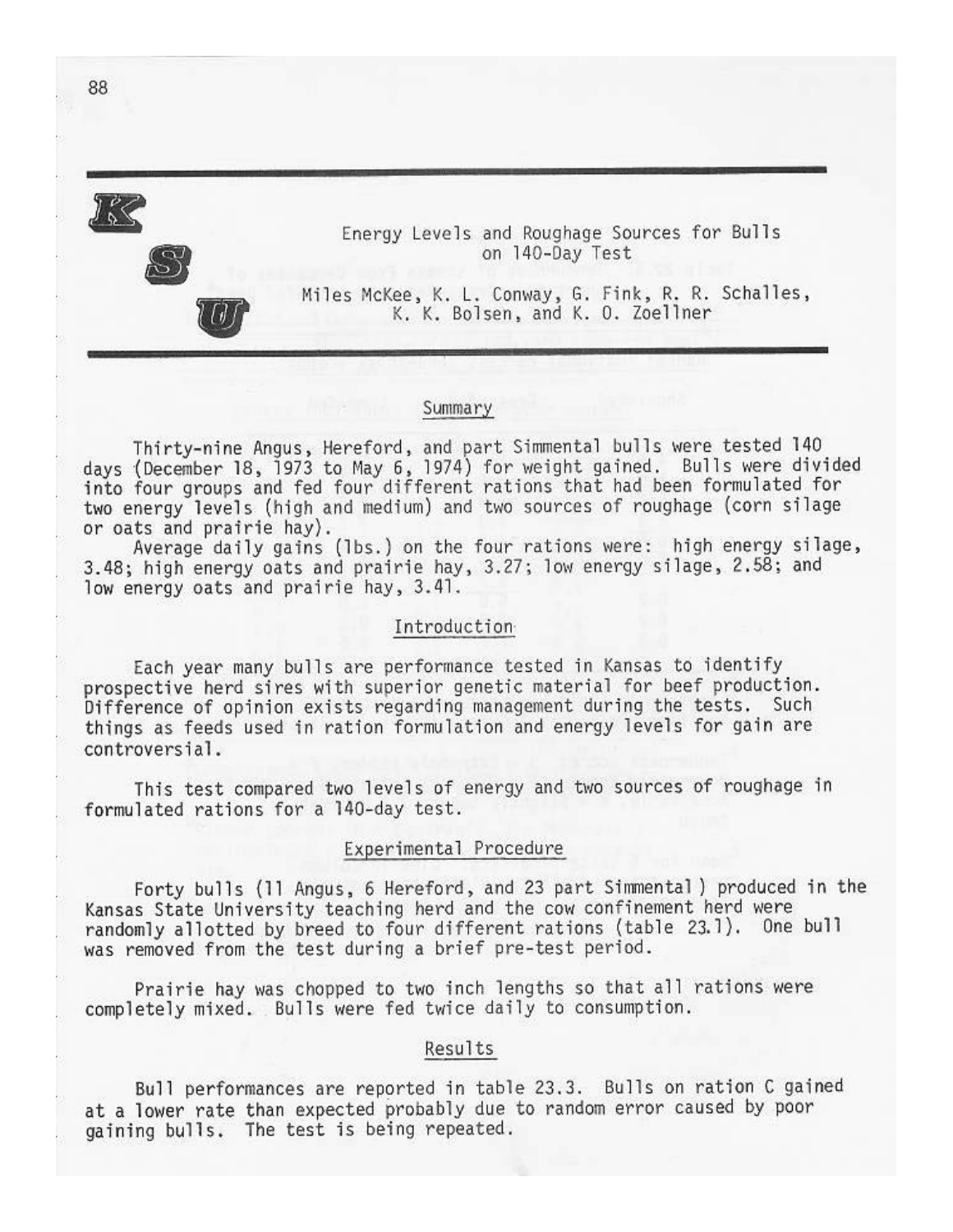# Energy Levels and Roughage Sources for Bulls on 140-Day Test

Miles McKee, K. L. Conway, G. Fink, R. R. Schalles, K. K. Bolsen, and K. O. Zoellner

## Summary

Thirty-nine Angus, Hereford, and part Simmental bulls were tested 140 days (December 18, 1973 to May 6, 1974) for weight gained. Bulls were divided into four groups and fed four different rations that had been formulated for two energy levels (high and medium) and two sources of roughage (corn silage or oats and prairie hay).

Average daily gains (lbs.) on the four rations were: high energy silage, 3.48; high energy oats and prairie hay, 3.27; low energy silage, 2.58; and low energy oats and prairie hay, 3.41.

## Introduction

Each year many bulls are performance tested in Kansas to identify prospective herd sires with superior genetic material for beef production. Difference of opinion exists regarding management during the tests. Such things as feeds used in ration formulation and energy levels for gain are controversial.

This test compared two levels of energy and two sources of roughage in formulated rations for a 140-day test.

## Experimental Procedure

Forty bulls (11 Angus, 6 Hereford, and 23 part Simmental) produced in the Kansas State University teaching herd and the cow confinement herd were randomly allotted by breed to four different rations (table 23.1). One bull was removed from the test during a brief pre-test period.

Prairie hay was chopped to two inch lengths so that all rations were completely mixed. Bulls were fed twice daily to consumption.

## Results

Bull performances are reported in table 23.3. Bulls on ration C gained at a lower rate than expected probably due to random error caused by poor gaining bulls. The test is being repeated.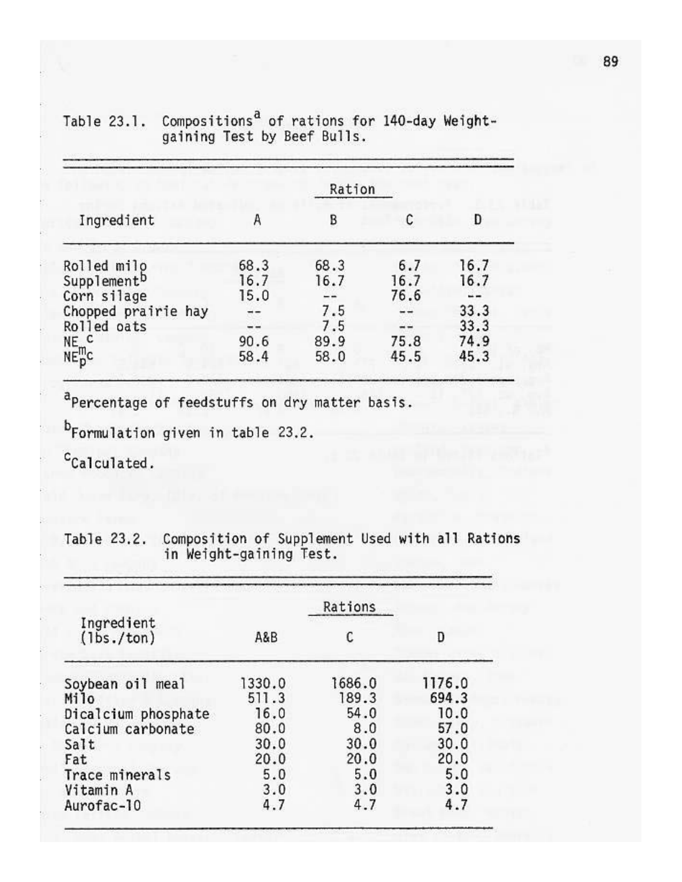Table 23.1. Compositions[a] of rations for 140-day Weight-gaining Test by Beef Bulls.

| Ingredient | Ration | | | |
|---|---|---|---|---|
| | A | B | C | D |
| Rolled milo | 68.3 | 68.3 | 6.7 | 16.7 |
| Supplement[b] | 16.7 | 16.7 | 16.7 | 16.7 |
| Corn silage | 15.0 | -- | 76.6 | -- |
| Chopped prairie hay | -- | 7.5 | -- | 33.3 |
| Rolled oats | -- | 7.5 | -- | 33.3 |
| $NE_m$[c] | 90.6 | 89.9 | 75.8 | 74.9 |
| $NE_p$[c] | 58.4 | 58.0 | 45.5 | 45.3 |

[a]Percentage of feedstuffs on dry matter basis.

[b]Formulation given in table 23.2.

[c]Calculated.

Table 23.2. Composition of Supplement Used with all Rations in Weight-gaining Test.

| Ingredient (lbs./ton) | Rations | | |
|---|---|---|---|
| | A&B | C | D |
| Soybean oil meal | 1330.0 | 1686.0 | 1176.0 |
| Milo | 511.3 | 189.3 | 694.3 |
| Dicalcium phosphate | 16.0 | 54.0 | 10.0 |
| Calcium carbonate | 80.0 | 8.0 | 57.0 |
| Salt | 30.0 | 30.0 | 30.0 |
| Fat | 20.0 | 20.0 | 20.0 |
| Trace minerals | 5.0 | 5.0 | 5.0 |
| Vitamin A | 3.0 | 3.0 | 3.0 |
| Aurofac-10 | 4.7 | 4.7 | 4.7 |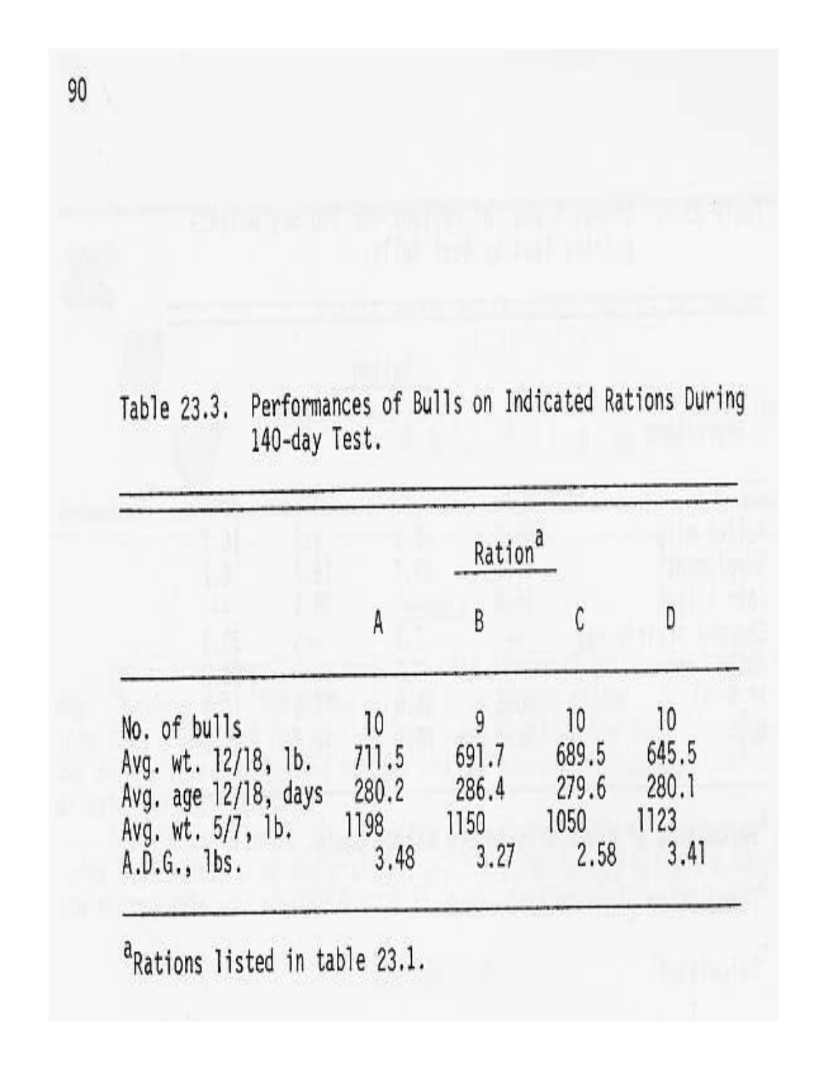Table 23.3. Performances of Bulls on Indicated Rations During 140-day Test.

| | Ration[a] | | | |
|---|---|---|---|---|
| | A | B | C | D |
| No. of bulls | 10 | 9 | 10 | 10 |
| Avg. wt. 12/18, lb. | 711.5 | 691.7 | 689.5 | 645.5 |
| Avg. age 12/18, days | 280.2 | 286.4 | 279.6 | 280.1 |
| Avg. wt. 5/7, lb. | 1198 | 1150 | 1050 | 1123 |
| A.D.G., lbs. | 3.48 | 3.27 | 2.58 | 3.41 |

[a]Rations listed in table 23.1.